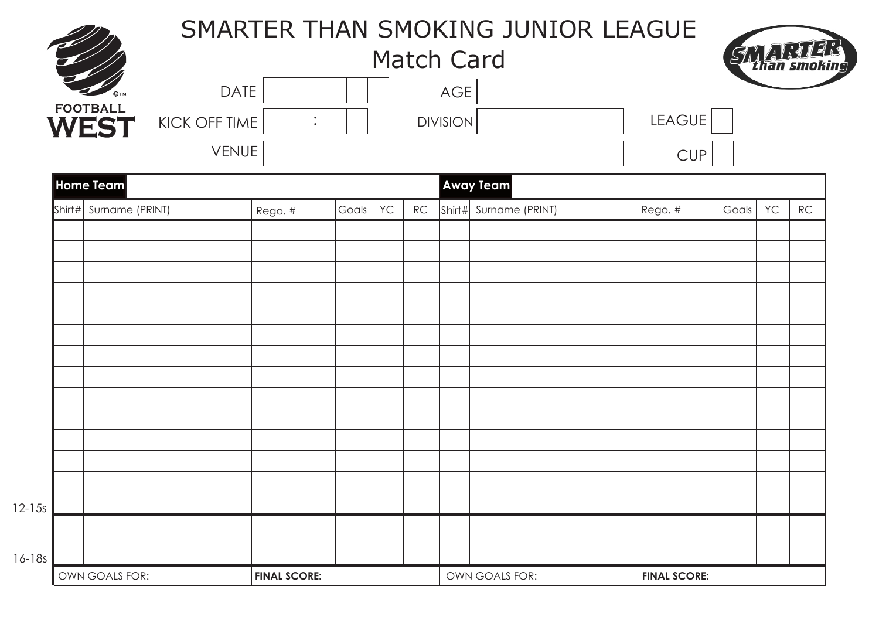# SMARTER THAN SMOKING JUNIOR LEAGUE

## Match Card

FOOTBALL WEST

SMARTER than smoking

DATE | | | | | | |

KICK OFF TIME | | | : | | |

VENUE

AGE | | |

DIVISION

LEAGUE

CUP

| **Home Team** | | | | | | **Away Team** | | | | | |
|---|---|---|---|---|---|---|---|---|---|---|---|
| Shirt# | Surname (PRINT) | Rego. # | Goals | YC | RC | Shirt# | Surname (PRINT) | Rego. # | Goals | YC | RC |
| | | | | | | | | | | | |
| | | | | | | | | | | | |
| | | | | | | | | | | | |
| | | | | | | | | | | | |
| | | | | | | | | | | | |
| | | | | | | | | | | | |
| | | | | | | | | | | | |
| | | | | | | | | | | | |
| | | | | | | | | | | | |
| | | | | | | | | | | | |
| | | | | | | | | | | | |
| | | | | | | | | | | | |
| | | | | | | | | | | | |
| | | | | | | | | | | | |
| | | | | | | | | | | | |
| | | | | | | | | | | | |
| OWN GOALS FOR: | | **FINAL SCORE:** | | | | OWN GOALS FOR: | | **FINAL SCORE:** | | | |

12-15s

16-18s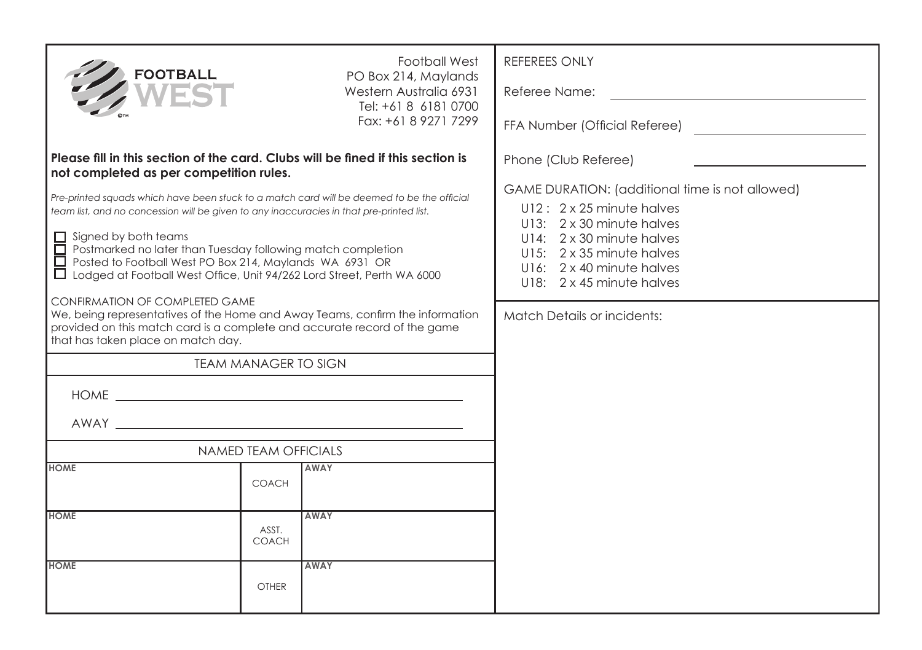**FOOTBALL WEST**

Football West
PO Box 214, Maylands
Western Australia 6931
Tel: +61 8 6181 0700
Fax: +61 8 9271 7299

**Please fill in this section of the card. Clubs will be fined if this section is not completed as per competition rules.**

*Pre-printed squads which have been stuck to a match card will be deemed to be the official team list, and no concession will be given to any inaccuracies in that pre-printed list.*

- ☐ Signed by both teams
- ☐ Postmarked no later than Tuesday following match completion
- ☐ Posted to Football West PO Box 214, Maylands WA 6931 OR
- ☐ Lodged at Football West Office, Unit 94/262 Lord Street, Perth WA 6000

CONFIRMATION OF COMPLETED GAME
We, being representatives of the Home and Away Teams, confirm the information provided on this match card is a complete and accurate record of the game that has taken place on match day.

TEAM MANAGER TO SIGN

HOME ______________________________

AWAY ______________________________

NAMED TEAM OFFICIALS

| HOME | | AWAY |
|---|---|---|
| | COACH | |
| **HOME** | ASST. COACH | **AWAY** |
| **HOME** | OTHER | **AWAY** |

REFEREES ONLY

Referee Name: ______________________________

FFA Number (Official Referee) ______________________________

Phone (Club Referee) ______________________________

GAME DURATION: (additional time is not allowed)

- U12 : 2 x 25 minute halves
- U13: 2 x 30 minute halves
- U14: 2 x 30 minute halves
- U15: 2 x 35 minute halves
- U16: 2 x 40 minute halves
- U18: 2 x 45 minute halves

Match Details or incidents: